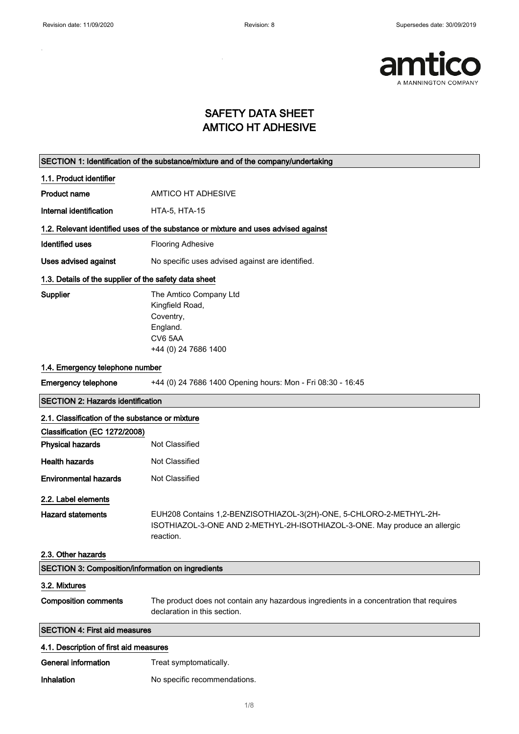# SAFETY DATA SHEET
# AMTICO HT ADHESIVE

## SECTION 1: Identification of the substance/mixture and of the company/undertaking

### 1.1. Product identifier

**Product name** AMTICO HT ADHESIVE

**Internal identification** HTA-5, HTA-15

### 1.2. Relevant identified uses of the substance or mixture and uses advised against

**Identified uses** Flooring Adhesive

**Uses advised against** No specific uses advised against are identified.

### 1.3. Details of the supplier of the safety data sheet

**Supplier** The Amtico Company Ltd
Kingfield Road,
Coventry,
England.
CV6 5AA
+44 (0) 24 7686 1400

### 1.4. Emergency telephone number

**Emergency telephone** +44 (0) 24 7686 1400 Opening hours: Mon - Fri 08:30 - 16:45

## SECTION 2: Hazards identification

### 2.1. Classification of the substance or mixture

**Classification (EC 1272/2008)**

**Physical hazards** Not Classified

**Health hazards** Not Classified

**Environmental hazards** Not Classified

### 2.2. Label elements

**Hazard statements** EUH208 Contains 1,2-BENZISOTHIAZOL-3(2H)-ONE, 5-CHLORO-2-METHYL-2H-ISOTHIAZOL-3-ONE AND 2-METHYL-2H-ISOTHIAZOL-3-ONE. May produce an allergic reaction.

### 2.3. Other hazards

## SECTION 3: Composition/information on ingredients

### 3.2. Mixtures

**Composition comments** The product does not contain any hazardous ingredients in a concentration that requires declaration in this section.

## SECTION 4: First aid measures

### 4.1. Description of first aid measures

**General information** Treat symptomatically.

**Inhalation** No specific recommendations.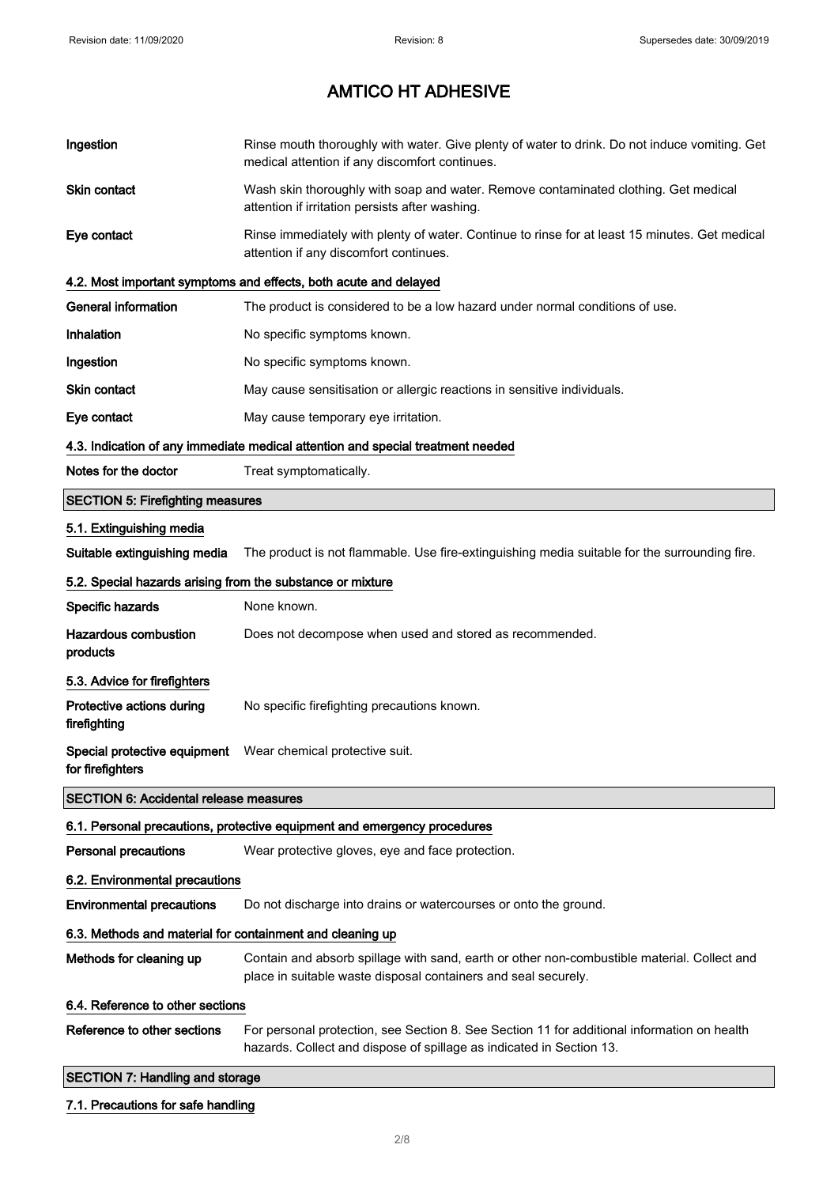# AMTICO HT ADHESIVE

| | |
|---|---|
| **Ingestion** | Rinse mouth thoroughly with water. Give plenty of water to drink. Do not induce vomiting. Get medical attention if any discomfort continues. |
| **Skin contact** | Wash skin thoroughly with soap and water. Remove contaminated clothing. Get medical attention if irritation persists after washing. |
| **Eye contact** | Rinse immediately with plenty of water. Continue to rinse for at least 15 minutes. Get medical attention if any discomfort continues. |

### 4.2. Most important symptoms and effects, both acute and delayed

| | |
|---|---|
| **General information** | The product is considered to be a low hazard under normal conditions of use. |
| **Inhalation** | No specific symptoms known. |
| **Ingestion** | No specific symptoms known. |
| **Skin contact** | May cause sensitisation or allergic reactions in sensitive individuals. |
| **Eye contact** | May cause temporary eye irritation. |

### 4.3. Indication of any immediate medical attention and special treatment needed

| | |
|---|---|
| **Notes for the doctor** | Treat symptomatically. |

## SECTION 5: Firefighting measures

### 5.1. Extinguishing media

| | |
|---|---|
| **Suitable extinguishing media** | The product is not flammable. Use fire-extinguishing media suitable for the surrounding fire. |

### 5.2. Special hazards arising from the substance or mixture

| | |
|---|---|
| **Specific hazards** | None known. |
| **Hazardous combustion products** | Does not decompose when used and stored as recommended. |

### 5.3. Advice for firefighters

| | |
|---|---|
| **Protective actions during firefighting** | No specific firefighting precautions known. |
| **Special protective equipment for firefighters** | Wear chemical protective suit. |

## SECTION 6: Accidental release measures

### 6.1. Personal precautions, protective equipment and emergency procedures

| | |
|---|---|
| **Personal precautions** | Wear protective gloves, eye and face protection. |

### 6.2. Environmental precautions

| | |
|---|---|
| **Environmental precautions** | Do not discharge into drains or watercourses or onto the ground. |

### 6.3. Methods and material for containment and cleaning up

| | |
|---|---|
| **Methods for cleaning up** | Contain and absorb spillage with sand, earth or other non-combustible material. Collect and place in suitable waste disposal containers and seal securely. |

### 6.4. Reference to other sections

| | |
|---|---|
| **Reference to other sections** | For personal protection, see Section 8. See Section 11 for additional information on health hazards. Collect and dispose of spillage as indicated in Section 13. |

## SECTION 7: Handling and storage

### 7.1. Precautions for safe handling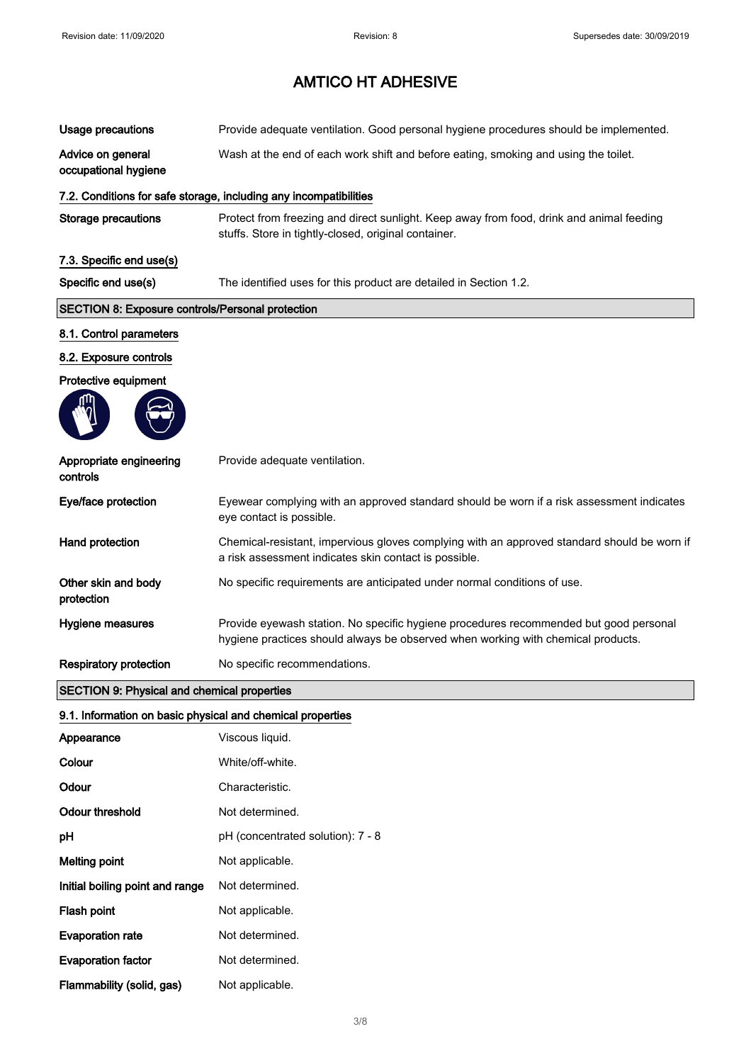# AMTICO HT ADHESIVE

| | |
|---|---|
| **Usage precautions** | Provide adequate ventilation. Good personal hygiene procedures should be implemented. |
| **Advice on general occupational hygiene** | Wash at the end of each work shift and before eating, smoking and using the toilet. |

### 7.2. Conditions for safe storage, including any incompatibilities

| | |
|---|---|
| **Storage precautions** | Protect from freezing and direct sunlight. Keep away from food, drink and animal feeding stuffs. Store in tightly-closed, original container. |

### 7.3. Specific end use(s)

| | |
|---|---|
| **Specific end use(s)** | The identified uses for this product are detailed in Section 1.2. |

## SECTION 8: Exposure controls/Personal protection

### 8.1. Control parameters

### 8.2. Exposure controls

**Protective equipment**

| | |
|---|---|
| **Appropriate engineering controls** | Provide adequate ventilation. |
| **Eye/face protection** | Eyewear complying with an approved standard should be worn if a risk assessment indicates eye contact is possible. |
| **Hand protection** | Chemical-resistant, impervious gloves complying with an approved standard should be worn if a risk assessment indicates skin contact is possible. |
| **Other skin and body protection** | No specific requirements are anticipated under normal conditions of use. |
| **Hygiene measures** | Provide eyewash station. No specific hygiene procedures recommended but good personal hygiene practices should always be observed when working with chemical products. |
| **Respiratory protection** | No specific recommendations. |

## SECTION 9: Physical and chemical properties

### 9.1. Information on basic physical and chemical properties

| | |
|---|---|
| **Appearance** | Viscous liquid. |
| **Colour** | White/off-white. |
| **Odour** | Characteristic. |
| **Odour threshold** | Not determined. |
| **pH** | pH (concentrated solution): 7 - 8 |
| **Melting point** | Not applicable. |
| **Initial boiling point and range** | Not determined. |
| **Flash point** | Not applicable. |
| **Evaporation rate** | Not determined. |
| **Evaporation factor** | Not determined. |
| **Flammability (solid, gas)** | Not applicable. |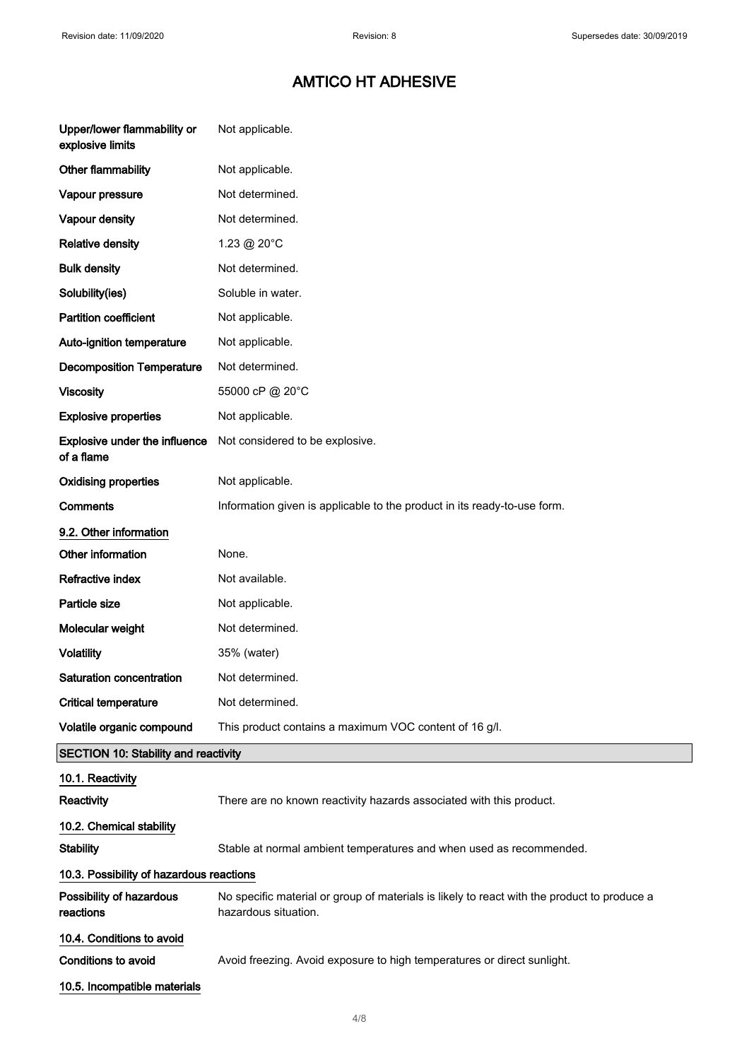# AMTICO HT ADHESIVE

| | |
|---|---|
| **Upper/lower flammability or explosive limits** | Not applicable. |
| **Other flammability** | Not applicable. |
| **Vapour pressure** | Not determined. |
| **Vapour density** | Not determined. |
| **Relative density** | 1.23 @ 20°C |
| **Bulk density** | Not determined. |
| **Solubility(ies)** | Soluble in water. |
| **Partition coefficient** | Not applicable. |
| **Auto-ignition temperature** | Not applicable. |
| **Decomposition Temperature** | Not determined. |
| **Viscosity** | 55000 cP @ 20°C |
| **Explosive properties** | Not applicable. |
| **Explosive under the influence of a flame** | Not considered to be explosive. |
| **Oxidising properties** | Not applicable. |
| **Comments** | Information given is applicable to the product in its ready-to-use form. |

### 9.2. Other information

| | |
|---|---|
| **Other information** | None. |
| **Refractive index** | Not available. |
| **Particle size** | Not applicable. |
| **Molecular weight** | Not determined. |
| **Volatility** | 35% (water) |
| **Saturation concentration** | Not determined. |
| **Critical temperature** | Not determined. |
| **Volatile organic compound** | This product contains a maximum VOC content of 16 g/l. |

## SECTION 10: Stability and reactivity

### 10.1. Reactivity

**Reactivity** There are no known reactivity hazards associated with this product.

### 10.2. Chemical stability

**Stability** Stable at normal ambient temperatures and when used as recommended.

### 10.3. Possibility of hazardous reactions

**Possibility of hazardous reactions** No specific material or group of materials is likely to react with the product to produce a hazardous situation.

### 10.4. Conditions to avoid

**Conditions to avoid** Avoid freezing. Avoid exposure to high temperatures or direct sunlight.

### 10.5. Incompatible materials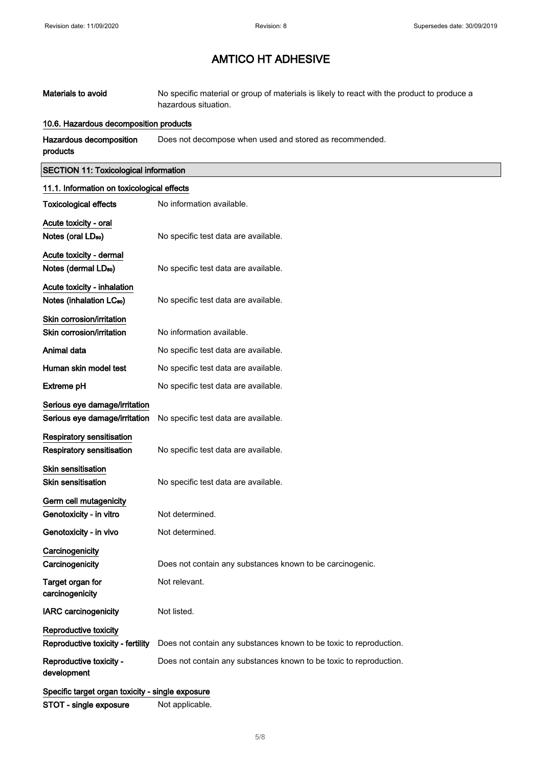# AMTICO HT ADHESIVE

| | |
|---|---|
| **Materials to avoid** | No specific material or group of materials is likely to react with the product to produce a hazardous situation. |

**10.6. Hazardous decomposition products**

| | |
|---|---|
| **Hazardous decomposition products** | Does not decompose when used and stored as recommended. |

## SECTION 11: Toxicological information

**11.1. Information on toxicological effects**

| | |
|---|---|
| **Toxicological effects** | No information available. |

**Acute toxicity - oral**

| | |
|---|---|
| **Notes (oral $LD_{50}$)** | No specific test data are available. |

**Acute toxicity - dermal**

| | |
|---|---|
| **Notes (dermal $LD_{50}$)** | No specific test data are available. |

**Acute toxicity - inhalation**

| | |
|---|---|
| **Notes (inhalation $LC_{50}$)** | No specific test data are available. |

**Skin corrosion/irritation**

| | |
|---|---|
| **Skin corrosion/irritation** | No information available. |
| **Animal data** | No specific test data are available. |
| **Human skin model test** | No specific test data are available. |
| **Extreme pH** | No specific test data are available. |

**Serious eye damage/irritation**

| | |
|---|---|
| **Serious eye damage/irritation** | No specific test data are available. |

**Respiratory sensitisation**

| | |
|---|---|
| **Respiratory sensitisation** | No specific test data are available. |

**Skin sensitisation**

| | |
|---|---|
| **Skin sensitisation** | No specific test data are available. |

**Germ cell mutagenicity**

| | |
|---|---|
| **Genotoxicity - in vitro** | Not determined. |
| **Genotoxicity - in vivo** | Not determined. |

**Carcinogenicity**

| | |
|---|---|
| **Carcinogenicity** | Does not contain any substances known to be carcinogenic. |
| **Target organ for carcinogenicity** | Not relevant. |
| **IARC carcinogenicity** | Not listed. |

**Reproductive toxicity**

| | |
|---|---|
| **Reproductive toxicity - fertility** | Does not contain any substances known to be toxic to reproduction. |
| **Reproductive toxicity - development** | Does not contain any substances known to be toxic to reproduction. |

**Specific target organ toxicity - single exposure**

| | |
|---|---|
| **STOT - single exposure** | Not applicable. |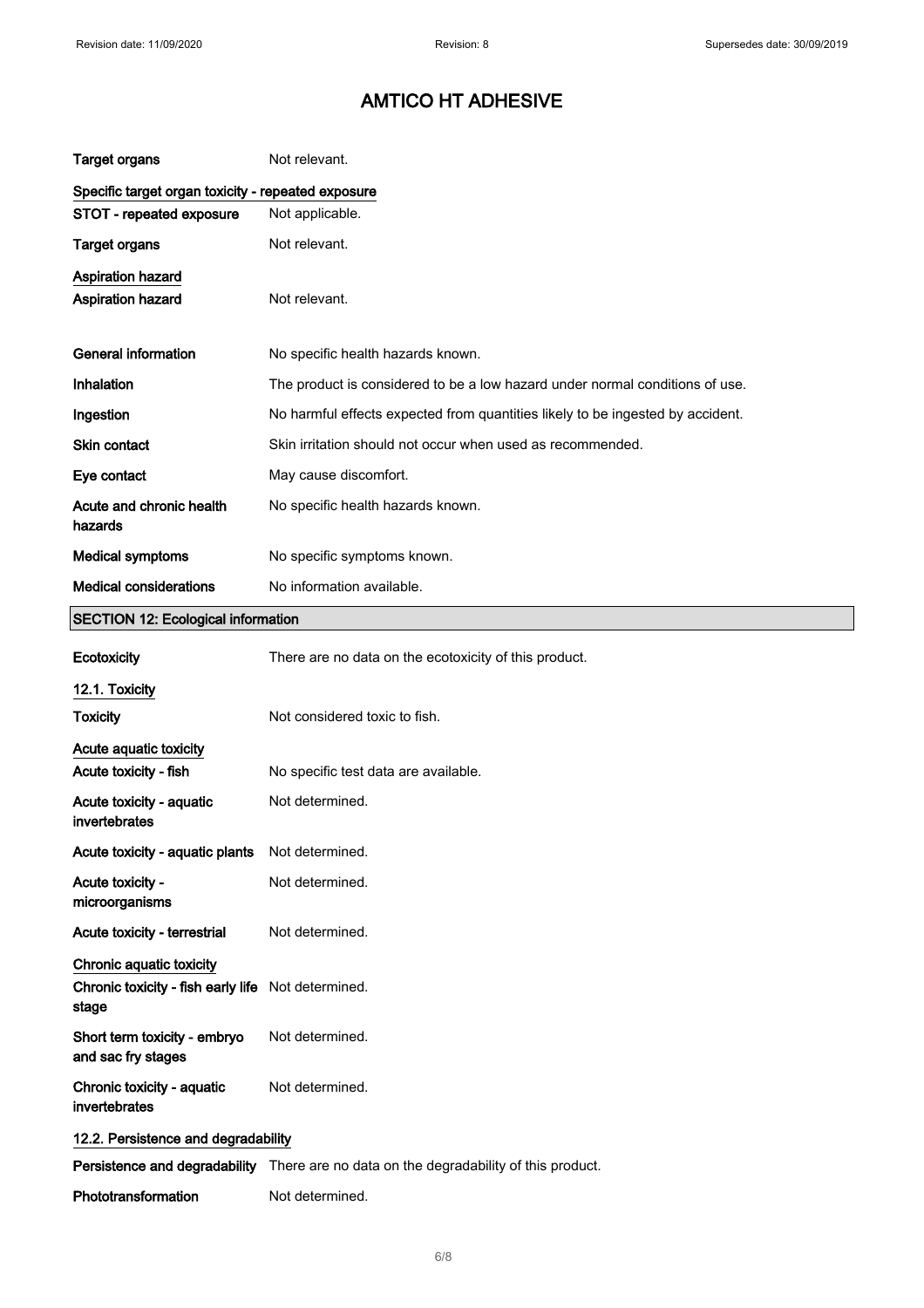# AMTICO HT ADHESIVE

| | |
|---|---|
| **Target organs** | Not relevant. |

**Specific target organ toxicity - repeated exposure**

| | |
|---|---|
| **STOT - repeated exposure** | Not applicable. |
| **Target organs** | Not relevant. |

**Aspiration hazard**

| | |
|---|---|
| **Aspiration hazard** | Not relevant. |

| | |
|---|---|
| **General information** | No specific health hazards known. |
| **Inhalation** | The product is considered to be a low hazard under normal conditions of use. |
| **Ingestion** | No harmful effects expected from quantities likely to be ingested by accident. |
| **Skin contact** | Skin irritation should not occur when used as recommended. |
| **Eye contact** | May cause discomfort. |
| **Acute and chronic health hazards** | No specific health hazards known. |
| **Medical symptoms** | No specific symptoms known. |
| **Medical considerations** | No information available. |

## SECTION 12: Ecological information

| | |
|---|---|
| **Ecotoxicity** | There are no data on the ecotoxicity of this product. |

**12.1. Toxicity**

| | |
|---|---|
| **Toxicity** | Not considered toxic to fish. |

**Acute aquatic toxicity**

| | |
|---|---|
| **Acute toxicity - fish** | No specific test data are available. |
| **Acute toxicity - aquatic invertebrates** | Not determined. |
| **Acute toxicity - aquatic plants** | Not determined. |
| **Acute toxicity - microorganisms** | Not determined. |
| **Acute toxicity - terrestrial** | Not determined. |

**Chronic aquatic toxicity**

| | |
|---|---|
| **Chronic toxicity - fish early life stage** | Not determined. |
| **Short term toxicity - embryo and sac fry stages** | Not determined. |
| **Chronic toxicity - aquatic invertebrates** | Not determined. |

**12.2. Persistence and degradability**

| | |
|---|---|
| **Persistence and degradability** | There are no data on the degradability of this product. |
| **Phototransformation** | Not determined. |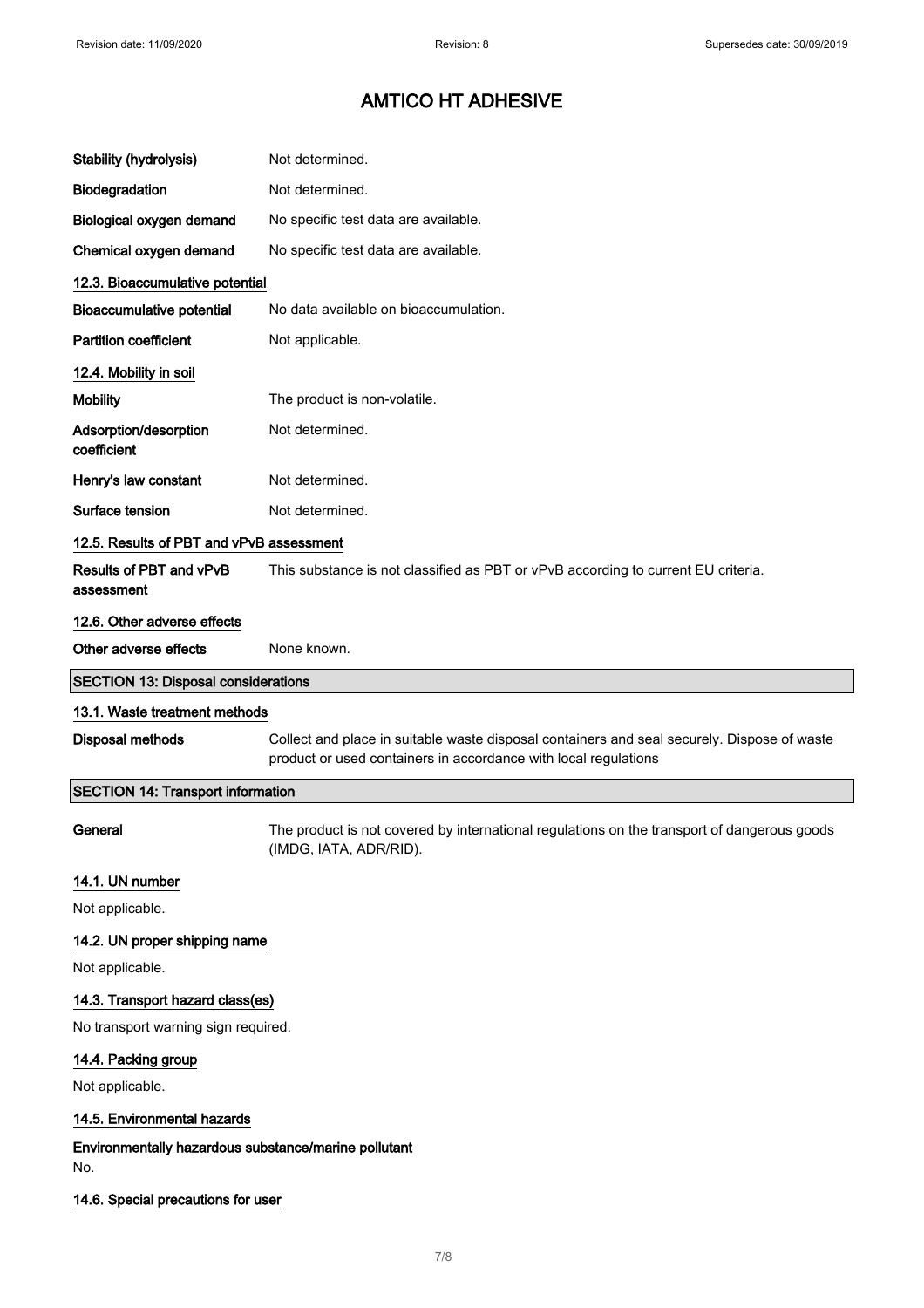# AMTICO HT ADHESIVE

| | |
|---|---|
| **Stability (hydrolysis)** | Not determined. |
| **Biodegradation** | Not determined. |
| **Biological oxygen demand** | No specific test data are available. |
| **Chemical oxygen demand** | No specific test data are available. |

### 12.3. Bioaccumulative potential

| | |
|---|---|
| **Bioaccumulative potential** | No data available on bioaccumulation. |
| **Partition coefficient** | Not applicable. |

### 12.4. Mobility in soil

| | |
|---|---|
| **Mobility** | The product is non-volatile. |
| **Adsorption/desorption coefficient** | Not determined. |
| **Henry's law constant** | Not determined. |
| **Surface tension** | Not determined. |

### 12.5. Results of PBT and vPvB assessment

| | |
|---|---|
| **Results of PBT and vPvB assessment** | This substance is not classified as PBT or vPvB according to current EU criteria. |

### 12.6. Other adverse effects

| | |
|---|---|
| **Other adverse effects** | None known. |

## SECTION 13: Disposal considerations

### 13.1. Waste treatment methods

| | |
|---|---|
| **Disposal methods** | Collect and place in suitable waste disposal containers and seal securely. Dispose of waste product or used containers in accordance with local regulations |

## SECTION 14: Transport information

| | |
|---|---|
| **General** | The product is not covered by international regulations on the transport of dangerous goods (IMDG, IATA, ADR/RID). |

### 14.1. UN number

Not applicable.

### 14.2. UN proper shipping name

Not applicable.

### 14.3. Transport hazard class(es)

No transport warning sign required.

### 14.4. Packing group

Not applicable.

### 14.5. Environmental hazards

**Environmentally hazardous substance/marine pollutant**

No.

### 14.6. Special precautions for user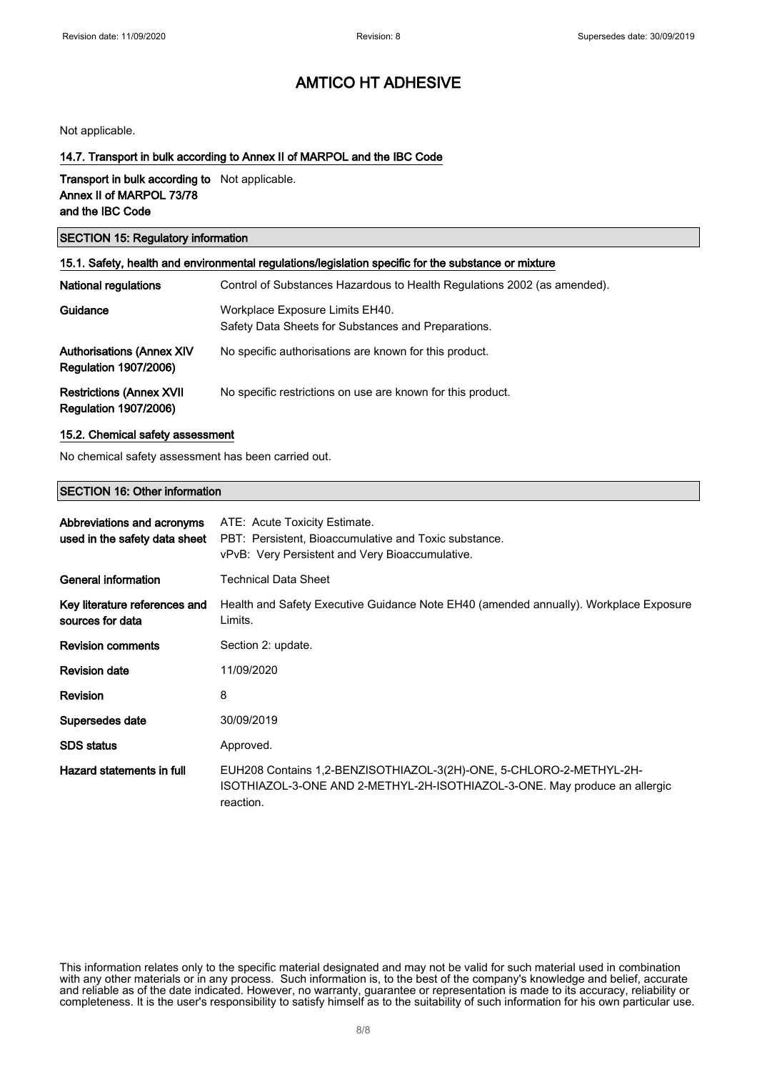Not applicable.

### 14.7. Transport in bulk according to Annex II of MARPOL and the IBC Code

| | |
|---|---|
| **Transport in bulk according to Annex II of MARPOL 73/78 and the IBC Code** | Not applicable. |

## SECTION 15: Regulatory information

### 15.1. Safety, health and environmental regulations/legislation specific for the substance or mixture

| | |
|---|---|
| **National regulations** | Control of Substances Hazardous to Health Regulations 2002 (as amended). |
| **Guidance** | Workplace Exposure Limits EH40.<br>Safety Data Sheets for Substances and Preparations. |
| **Authorisations (Annex XIV Regulation 1907/2006)** | No specific authorisations are known for this product. |
| **Restrictions (Annex XVII Regulation 1907/2006)** | No specific restrictions on use are known for this product. |

### 15.2. Chemical safety assessment

No chemical safety assessment has been carried out.

## SECTION 16: Other information

| | |
|---|---|
| **Abbreviations and acronyms used in the safety data sheet** | ATE: Acute Toxicity Estimate.<br>PBT: Persistent, Bioaccumulative and Toxic substance.<br>vPvB: Very Persistent and Very Bioaccumulative. |
| **General information** | Technical Data Sheet |
| **Key literature references and sources for data** | Health and Safety Executive Guidance Note EH40 (amended annually). Workplace Exposure Limits. |
| **Revision comments** | Section 2: update. |
| **Revision date** | 11/09/2020 |
| **Revision** | 8 |
| **Supersedes date** | 30/09/2019 |
| **SDS status** | Approved. |
| **Hazard statements in full** | EUH208 Contains 1,2-BENZISOTHIAZOL-3(2H)-ONE, 5-CHLORO-2-METHYL-2H-ISOTHIAZOL-3-ONE AND 2-METHYL-2H-ISOTHIAZOL-3-ONE. May produce an allergic reaction. |

This information relates only to the specific material designated and may not be valid for such material used in combination with any other materials or in any process. Such information is, to the best of the company's knowledge and belief, accurate and reliable as of the date indicated. However, no warranty, guarantee or representation is made to its accuracy, reliability or completeness. It is the user's responsibility to satisfy himself as to the suitability of such information for his own particular use.